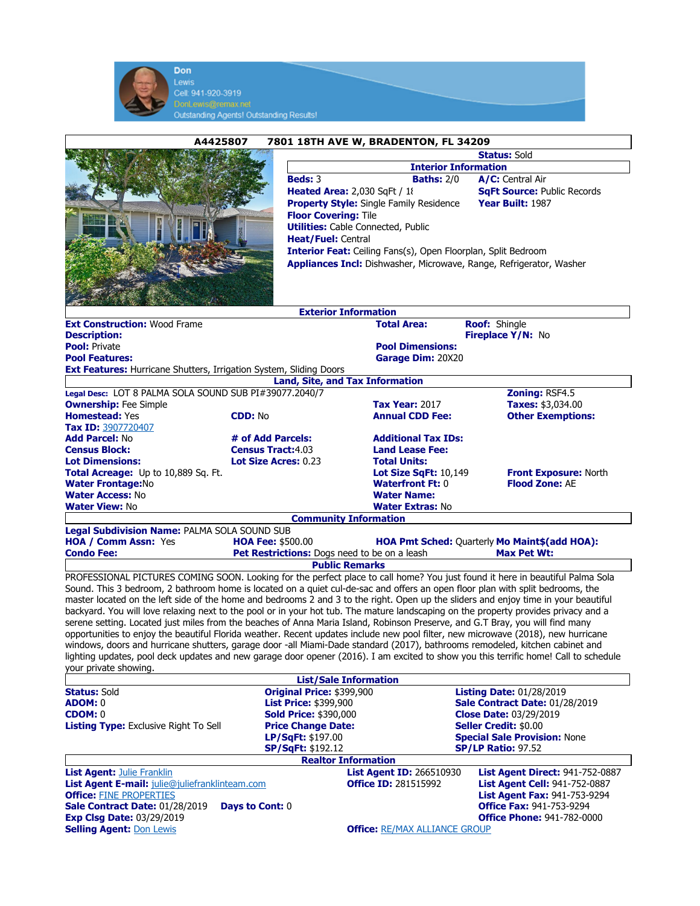Don
Lewis
Cell: 941-920-3919
DonLewis@remax.net
Outstanding Agents! Outstanding Results!

## A4425807 7801 18TH AVE W, BRADENTON, FL 34209

**Status:** Sold

### Interior Information

**Beds:** 3 **Baths:** 2/0 **A/C:** Central Air
**Heated Area:** 2,030 SqFt / 1{ **SqFt Source:** Public Records
**Property Style:** Single Family Residence **Year Built:** 1987
**Floor Covering:** Tile
**Utilities:** Cable Connected, Public
**Heat/Fuel:** Central
**Interior Feat:** Ceiling Fans(s), Open Floorplan, Split Bedroom
**Appliances Incl:** Dishwasher, Microwave, Range, Refrigerator, Washer

### Exterior Information

**Ext Construction:** Wood Frame
**Total Area:**
**Roof:** Shingle
**Description:**
**Fireplace Y/N:** No
**Pool:** Private
**Pool Dimensions:**
**Pool Features:**
**Garage Dim:** 20X20
**Ext Features:** Hurricane Shutters, Irrigation System, Sliding Doors

### Land, Site, and Tax Information

**Legal Desc:** LOT 8 PALMA SOLA SOUND SUB PI#39077.2040/7
**Zoning:** RSF4.5
**Ownership:** Fee Simple
**Tax Year:** 2017
**Taxes:** $3,034.00
**Homestead:** Yes
**CDD:** No
**Annual CDD Fee:**
**Other Exemptions:**
**Tax ID:** 3907720407
**Add Parcel:** No
**# of Add Parcels:**
**Additional Tax IDs:**
**Census Block:**
**Census Tract:** 4.03
**Land Lease Fee:**
**Lot Dimensions:**
**Lot Size Acres:** 0.23
**Total Units:**
**Total Acreage:** Up to 10,889 Sq. Ft.
**Lot Size SqFt:** 10,149
**Front Exposure:** North
**Water Frontage:** No
**Waterfront Ft:** 0
**Flood Zone:** AE
**Water Access:** No
**Water Name:**
**Water View:** No
**Water Extras:** No

### Community Information

**Legal Subdivision Name:** PALMA SOLA SOUND SUB
**HOA / Comm Assn:** Yes
**HOA Fee:** $500.00
**HOA Pmt Sched:** Quarterly
**Mo Maint$(add HOA):**
**Condo Fee:**
**Pet Restrictions:** Dogs need to be on a leash
**Max Pet Wt:**

### Public Remarks

PROFESSIONAL PICTURES COMING SOON. Looking for the perfect place to call home? You just found it here in beautiful Palma Sola Sound. This 3 bedroom, 2 bathroom home is located on a quiet cul-de-sac and offers an open floor plan with split bedrooms, the master located on the left side of the home and bedrooms 2 and 3 to the right. Open up the sliders and enjoy time in your beautiful backyard. You will love relaxing next to the pool or in your hot tub. The mature landscaping on the property provides privacy and a serene setting. Located just miles from the beaches of Anna Maria Island, Robinson Preserve, and G.T Bray, you will find many opportunities to enjoy the beautiful Florida weather. Recent updates include new pool filter, new microwave (2018), new hurricane windows, doors and hurricane shutters, garage door -all Miami-Dade standard (2017), bathrooms remodeled, kitchen cabinet and lighting updates, pool deck updates and new garage door opener (2016). I am excited to show you this terrific home! Call to schedule your private showing.

### List/Sale Information

**Status:** Sold
**Original Price:** $399,900
**Listing Date:** 01/28/2019
**ADOM:** 0
**List Price:** $399,900
**Sale Contract Date:** 01/28/2019
**CDOM:** 0
**Sold Price:** $390,000
**Close Date:** 03/29/2019
**Listing Type:** Exclusive Right To Sell
**Price Change Date:**
**Seller Credit:** $0.00
**LP/SqFt:** $197.00
**Special Sale Provision:** None
**SP/SqFt:** $192.12
**SP/LP Ratio:** 97.52

### Realtor Information

**List Agent:** Julie Franklin
**List Agent ID:** 266510930
**List Agent Direct:** 941-752-0887
**List Agent E-mail:** julie@juliefranklinteam.com
**Office ID:** 281515992
**List Agent Cell:** 941-752-0887
**Office:** FINE PROPERTIES
**List Agent Fax:** 941-753-9294
**Sale Contract Date:** 01/28/2019
**Days to Cont:** 0
**Office Fax:** 941-753-9294
**Exp Clsg Date:** 03/29/2019
**Office Phone:** 941-782-0000
**Selling Agent:** Don Lewis
**Office:** RE/MAX ALLIANCE GROUP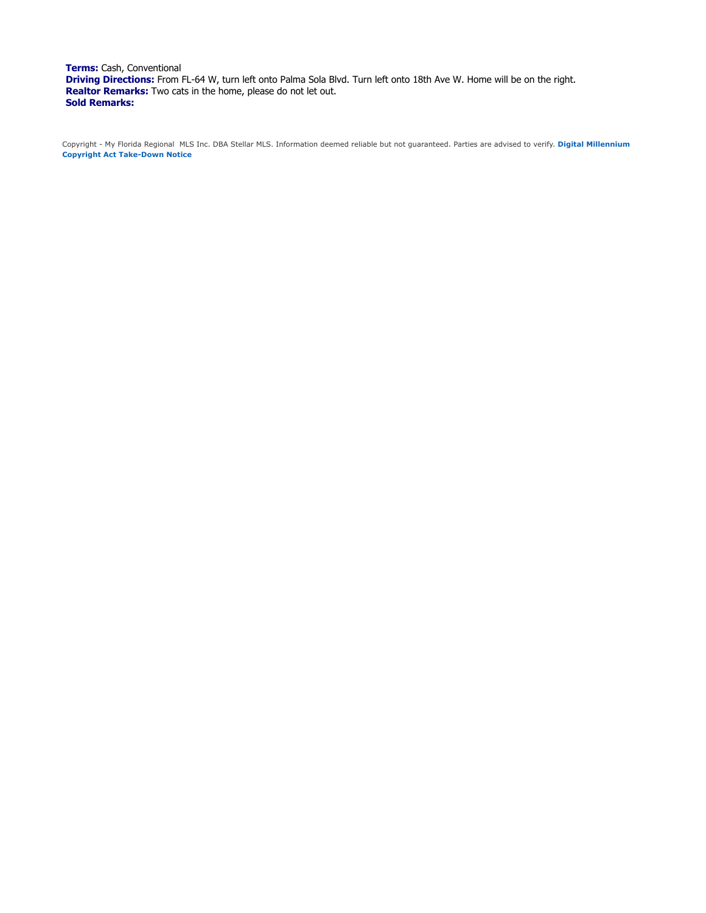**Terms:** Cash, Conventional
**Driving Directions:** From FL-64 W, turn left onto Palma Sola Blvd. Turn left onto 18th Ave W. Home will be on the right.
**Realtor Remarks:** Two cats in the home, please do not let out.
**Sold Remarks:**

Copyright - My Florida Regional MLS Inc. DBA Stellar MLS. Information deemed reliable but not guaranteed. Parties are advised to verify. **Digital Millennium Copyright Act Take-Down Notice**